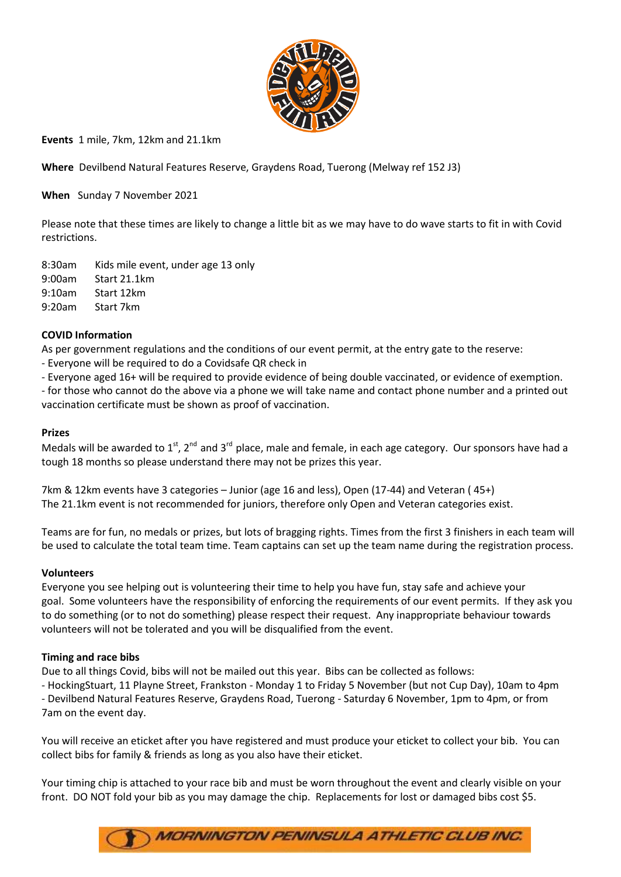**Events** 1 mile, 7km, 12km and 21.1km

**Where** Devilbend Natural Features Reserve, Graydens Road, Tuerong (Melway ref 152 J3)

**When** Sunday 7 November 2021

Please note that these times are likely to change a little bit as we may have to do wave starts to fit in with Covid restrictions.

8:30am Kids mile event, under age 13 only
9:00am Start 21.1km
9:10am Start 12km
9:20am Start 7km

**COVID Information**

As per government regulations and the conditions of our event permit, at the entry gate to the reserve:

- Everyone will be required to do a Covidsafe QR check in
- Everyone aged 16+ will be required to provide evidence of being double vaccinated, or evidence of exemption.
- for those who cannot do the above via a phone we will take name and contact phone number and a printed out vaccination certificate must be shown as proof of vaccination.

**Prizes**

Medals will be awarded to 1st, 2nd and 3rd place, male and female, in each age category. Our sponsors have had a tough 18 months so please understand there may not be prizes this year.

7km & 12km events have 3 categories – Junior (age 16 and less), Open (17-44) and Veteran ( 45+)
The 21.1km event is not recommended for juniors, therefore only Open and Veteran categories exist.

Teams are for fun, no medals or prizes, but lots of bragging rights. Times from the first 3 finishers in each team will be used to calculate the total team time. Team captains can set up the team name during the registration process.

**Volunteers**

Everyone you see helping out is volunteering their time to help you have fun, stay safe and achieve your goal. Some volunteers have the responsibility of enforcing the requirements of our event permits. If they ask you to do something (or to not do something) please respect their request. Any inappropriate behaviour towards volunteers will not be tolerated and you will be disqualified from the event.

**Timing and race bibs**

Due to all things Covid, bibs will not be mailed out this year. Bibs can be collected as follows:

- HockingStuart, 11 Playne Street, Frankston - Monday 1 to Friday 5 November (but not Cup Day), 10am to 4pm
- Devilbend Natural Features Reserve, Graydens Road, Tuerong - Saturday 6 November, 1pm to 4pm, or from 7am on the event day.

You will receive an eticket after you have registered and must produce your eticket to collect your bib. You can collect bibs for family & friends as long as you also have their eticket.

Your timing chip is attached to your race bib and must be worn throughout the event and clearly visible on your front. DO NOT fold your bib as you may damage the chip. Replacements for lost or damaged bibs cost $5.

MORNINGTON PENINSULA ATHLETIC CLUB INC.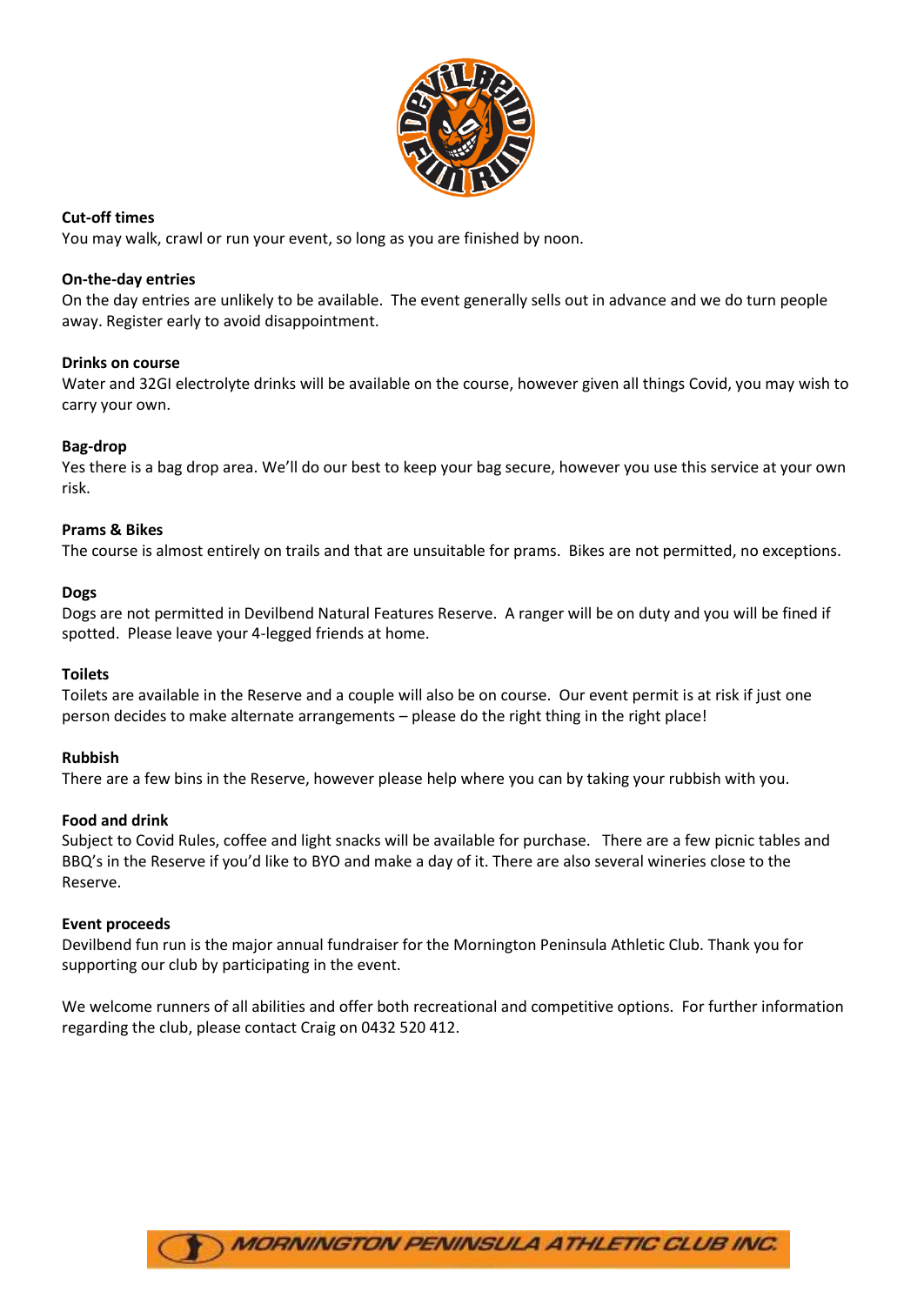**Cut-off times**

You may walk, crawl or run your event, so long as you are finished by noon.

**On-the-day entries**

On the day entries are unlikely to be available. The event generally sells out in advance and we do turn people away. Register early to avoid disappointment.

**Drinks on course**

Water and 32GI electrolyte drinks will be available on the course, however given all things Covid, you may wish to carry your own.

**Bag-drop**

Yes there is a bag drop area. We'll do our best to keep your bag secure, however you use this service at your own risk.

**Prams & Bikes**

The course is almost entirely on trails and that are unsuitable for prams. Bikes are not permitted, no exceptions.

**Dogs**

Dogs are not permitted in Devilbend Natural Features Reserve. A ranger will be on duty and you will be fined if spotted. Please leave your 4-legged friends at home.

**Toilets**

Toilets are available in the Reserve and a couple will also be on course. Our event permit is at risk if just one person decides to make alternate arrangements – please do the right thing in the right place!

**Rubbish**

There are a few bins in the Reserve, however please help where you can by taking your rubbish with you.

**Food and drink**

Subject to Covid Rules, coffee and light snacks will be available for purchase. There are a few picnic tables and BBQ's in the Reserve if you'd like to BYO and make a day of it. There are also several wineries close to the Reserve.

**Event proceeds**

Devilbend fun run is the major annual fundraiser for the Mornington Peninsula Athletic Club. Thank you for supporting our club by participating in the event.

We welcome runners of all abilities and offer both recreational and competitive options. For further information regarding the club, please contact Craig on 0432 520 412.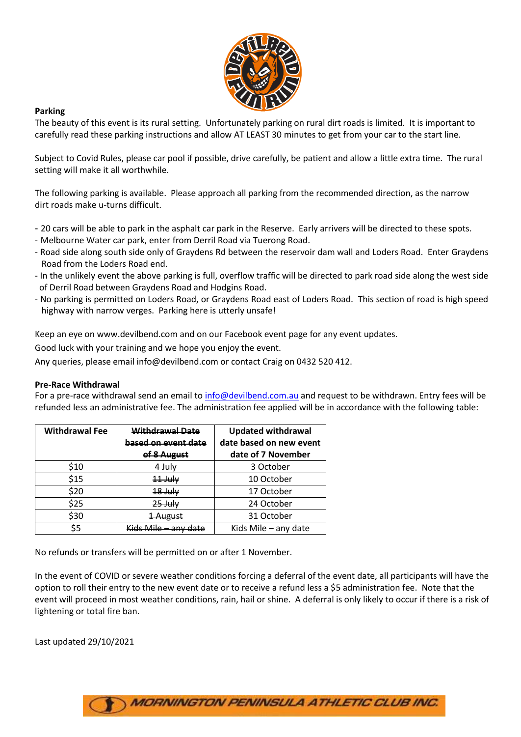**Parking**

The beauty of this event is its rural setting. Unfortunately parking on rural dirt roads is limited. It is important to carefully read these parking instructions and allow AT LEAST 30 minutes to get from your car to the start line.

Subject to Covid Rules, please car pool if possible, drive carefully, be patient and allow a little extra time. The rural setting will make it all worthwhile.

The following parking is available. Please approach all parking from the recommended direction, as the narrow dirt roads make u-turns difficult.

- 20 cars will be able to park in the asphalt car park in the Reserve. Early arrivers will be directed to these spots.
- Melbourne Water car park, enter from Derril Road via Tuerong Road.
- Road side along south side only of Graydens Rd between the reservoir dam wall and Loders Road. Enter Graydens Road from the Loders Road end.
- In the unlikely event the above parking is full, overflow traffic will be directed to park road side along the west side of Derril Road between Graydens Road and Hodgins Road.
- No parking is permitted on Loders Road, or Graydens Road east of Loders Road. This section of road is high speed highway with narrow verges. Parking here is utterly unsafe!

Keep an eye on www.devilbend.com and on our Facebook event page for any event updates.

Good luck with your training and we hope you enjoy the event.

Any queries, please email info@devilbend.com or contact Craig on 0432 520 412.

**Pre-Race Withdrawal**

For a pre-race withdrawal send an email to info@devilbend.com.au and request to be withdrawn. Entry fees will be refunded less an administrative fee. The administration fee applied will be in accordance with the following table:

| Withdrawal Fee | ~~Withdrawal Date based on event date of 8 August~~ | Updated withdrawal date based on new event date of 7 November |
|---|---|---|
| $10 | ~~4 July~~ | 3 October |
| $15 | ~~11 July~~ | 10 October |
| $20 | ~~18 July~~ | 17 October |
| $25 | ~~25 July~~ | 24 October |
| $30 | ~~1 August~~ | 31 October |
| $5 | ~~Kids Mile – any date~~ | Kids Mile – any date |

No refunds or transfers will be permitted on or after 1 November.

In the event of COVID or severe weather conditions forcing a deferral of the event date, all participants will have the option to roll their entry to the new event date or to receive a refund less a $5 administration fee. Note that the event will proceed in most weather conditions, rain, hail or shine. A deferral is only likely to occur if there is a risk of lightening or total fire ban.

Last updated 29/10/2021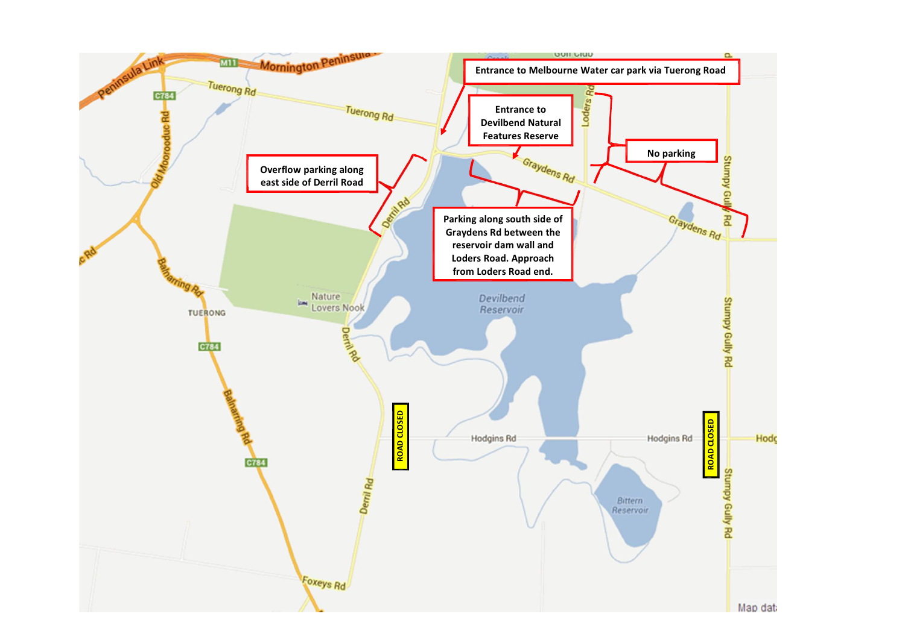Entrance to Melbourne Water car park via Tuerong Road

Entrance to Devilbend Natural Features Reserve

No parking

Overflow parking along east side of Derril Road

Parking along south side of Graydens Rd between the reservoir dam wall and Loders Road. Approach from Loders Road end.

ROAD CLOSED

ROAD CLOSED

Mornington Peninsula
Peninsula Link
M11
C784
Tuerong Rd
Tuerong Rd
Old Mooroduc Rd
Balnarring Rd
TUERONG
C784
Balnarring Rd
C784
Derril Rd
Nature Lovers Nook
Derril Rd
Derril Rd
Foxeys Rd
Loders Rd
Graydens Rd
Graydens Rd
Stumpy Gully Rd
Stumpy Gully Rd
Stumpy Gully Rd
Devilbend Reservoir
Hodgins Rd
Hodgins Rd
Hodg
Bittern Reservoir
Golf Club
Map data